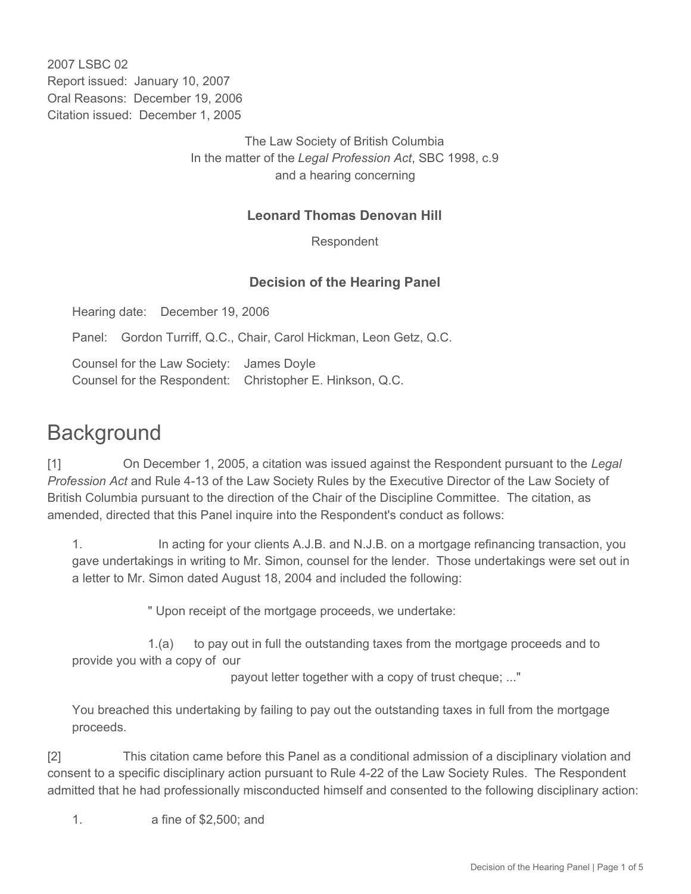2007 LSBC 02
Report issued: January 10, 2007
Oral Reasons: December 19, 2006
Citation issued: December 1, 2005

The Law Society of British Columbia
In the matter of the *Legal Profession Act*, SBC 1998, c.9
and a hearing concerning

**Leonard Thomas Denovan Hill**

Respondent

**Decision of the Hearing Panel**

Hearing date: December 19, 2006

Panel: Gordon Turriff, Q.C., Chair, Carol Hickman, Leon Getz, Q.C.

Counsel for the Law Society: James Doyle
Counsel for the Respondent: Christopher E. Hinkson, Q.C.

# Background

[1] On December 1, 2005, a citation was issued against the Respondent pursuant to the *Legal Profession Act* and Rule 4-13 of the Law Society Rules by the Executive Director of the Law Society of British Columbia pursuant to the direction of the Chair of the Discipline Committee. The citation, as amended, directed that this Panel inquire into the Respondent's conduct as follows:

> 1. In acting for your clients A.J.B. and N.J.B. on a mortgage refinancing transaction, you gave undertakings in writing to Mr. Simon, counsel for the lender. Those undertakings were set out in a letter to Mr. Simon dated August 18, 2004 and included the following:
>
> " Upon receipt of the mortgage proceeds, we undertake:
>
> 1.(a) to pay out in full the outstanding taxes from the mortgage proceeds and to provide you with a copy of our payout letter together with a copy of trust cheque; ..."
>
> You breached this undertaking by failing to pay out the outstanding taxes in full from the mortgage proceeds.

[2] This citation came before this Panel as a conditional admission of a disciplinary violation and consent to a specific disciplinary action pursuant to Rule 4-22 of the Law Society Rules. The Respondent admitted that he had professionally misconducted himself and consented to the following disciplinary action:

1. a fine of $2,500; and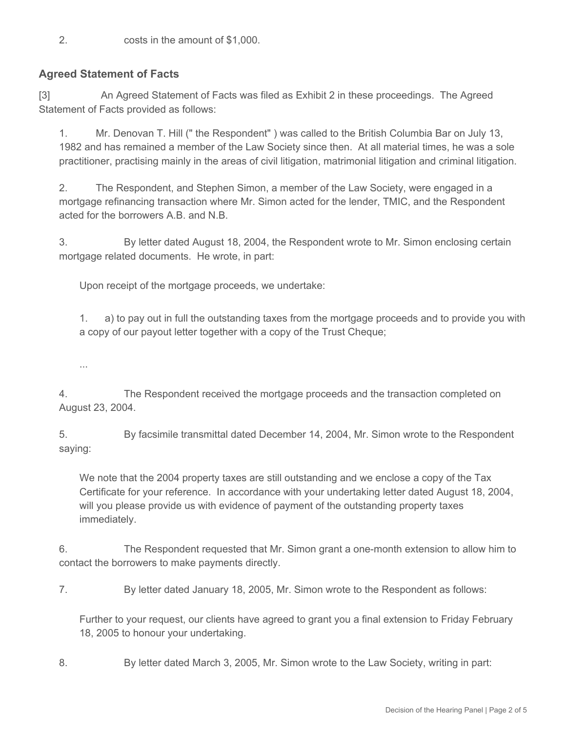2. costs in the amount of $1,000.

## Agreed Statement of Facts

[3] An Agreed Statement of Facts was filed as Exhibit 2 in these proceedings. The Agreed Statement of Facts provided as follows:

> 1. Mr. Denovan T. Hill (" the Respondent" ) was called to the British Columbia Bar on July 13, 1982 and has remained a member of the Law Society since then. At all material times, he was a sole practitioner, practising mainly in the areas of civil litigation, matrimonial litigation and criminal litigation.
>
> 2. The Respondent, and Stephen Simon, a member of the Law Society, were engaged in a mortgage refinancing transaction where Mr. Simon acted for the lender, TMIC, and the Respondent acted for the borrowers A.B. and N.B.
>
> 3. By letter dated August 18, 2004, the Respondent wrote to Mr. Simon enclosing certain mortgage related documents. He wrote, in part:
>
> > Upon receipt of the mortgage proceeds, we undertake:
> >
> > 1. a) to pay out in full the outstanding taxes from the mortgage proceeds and to provide you with a copy of our payout letter together with a copy of the Trust Cheque;
> >
> > ...
>
> 4. The Respondent received the mortgage proceeds and the transaction completed on August 23, 2004.
>
> 5. By facsimile transmittal dated December 14, 2004, Mr. Simon wrote to the Respondent saying:
>
> > We note that the 2004 property taxes are still outstanding and we enclose a copy of the Tax Certificate for your reference. In accordance with your undertaking letter dated August 18, 2004, will you please provide us with evidence of payment of the outstanding property taxes immediately.
>
> 6. The Respondent requested that Mr. Simon grant a one-month extension to allow him to contact the borrowers to make payments directly.
>
> 7. By letter dated January 18, 2005, Mr. Simon wrote to the Respondent as follows:
>
> > Further to your request, our clients have agreed to grant you a final extension to Friday February 18, 2005 to honour your undertaking.
>
> 8. By letter dated March 3, 2005, Mr. Simon wrote to the Law Society, writing in part: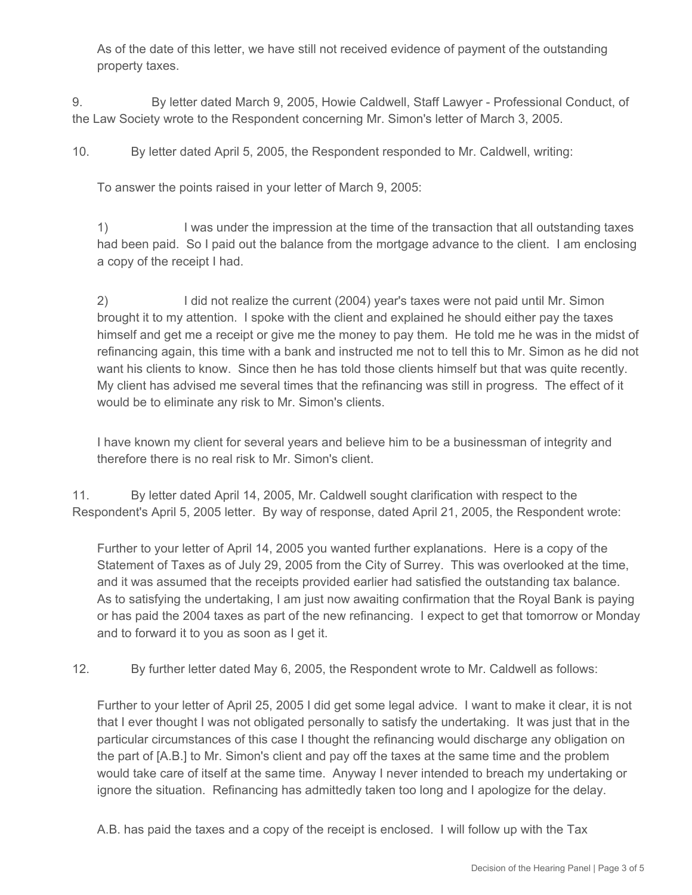As of the date of this letter, we have still not received evidence of payment of the outstanding property taxes.

9. By letter dated March 9, 2005, Howie Caldwell, Staff Lawyer - Professional Conduct, of the Law Society wrote to the Respondent concerning Mr. Simon's letter of March 3, 2005.

10. By letter dated April 5, 2005, the Respondent responded to Mr. Caldwell, writing:

> To answer the points raised in your letter of March 9, 2005:
>
> 1) I was under the impression at the time of the transaction that all outstanding taxes had been paid. So I paid out the balance from the mortgage advance to the client. I am enclosing a copy of the receipt I had.
>
> 2) I did not realize the current (2004) year's taxes were not paid until Mr. Simon brought it to my attention. I spoke with the client and explained he should either pay the taxes himself and get me a receipt or give me the money to pay them. He told me he was in the midst of refinancing again, this time with a bank and instructed me not to tell this to Mr. Simon as he did not want his clients to know. Since then he has told those clients himself but that was quite recently. My client has advised me several times that the refinancing was still in progress. The effect of it would be to eliminate any risk to Mr. Simon's clients.
>
> I have known my client for several years and believe him to be a businessman of integrity and therefore there is no real risk to Mr. Simon's client.

11. By letter dated April 14, 2005, Mr. Caldwell sought clarification with respect to the Respondent's April 5, 2005 letter. By way of response, dated April 21, 2005, the Respondent wrote:

> Further to your letter of April 14, 2005 you wanted further explanations. Here is a copy of the Statement of Taxes as of July 29, 2005 from the City of Surrey. This was overlooked at the time, and it was assumed that the receipts provided earlier had satisfied the outstanding tax balance. As to satisfying the undertaking, I am just now awaiting confirmation that the Royal Bank is paying or has paid the 2004 taxes as part of the new refinancing. I expect to get that tomorrow or Monday and to forward it to you as soon as I get it.

12. By further letter dated May 6, 2005, the Respondent wrote to Mr. Caldwell as follows:

> Further to your letter of April 25, 2005 I did get some legal advice. I want to make it clear, it is not that I ever thought I was not obligated personally to satisfy the undertaking. It was just that in the particular circumstances of this case I thought the refinancing would discharge any obligation on the part of [A.B.] to Mr. Simon's client and pay off the taxes at the same time and the problem would take care of itself at the same time. Anyway I never intended to breach my undertaking or ignore the situation. Refinancing has admittedly taken too long and I apologize for the delay.
>
> A.B. has paid the taxes and a copy of the receipt is enclosed. I will follow up with the Tax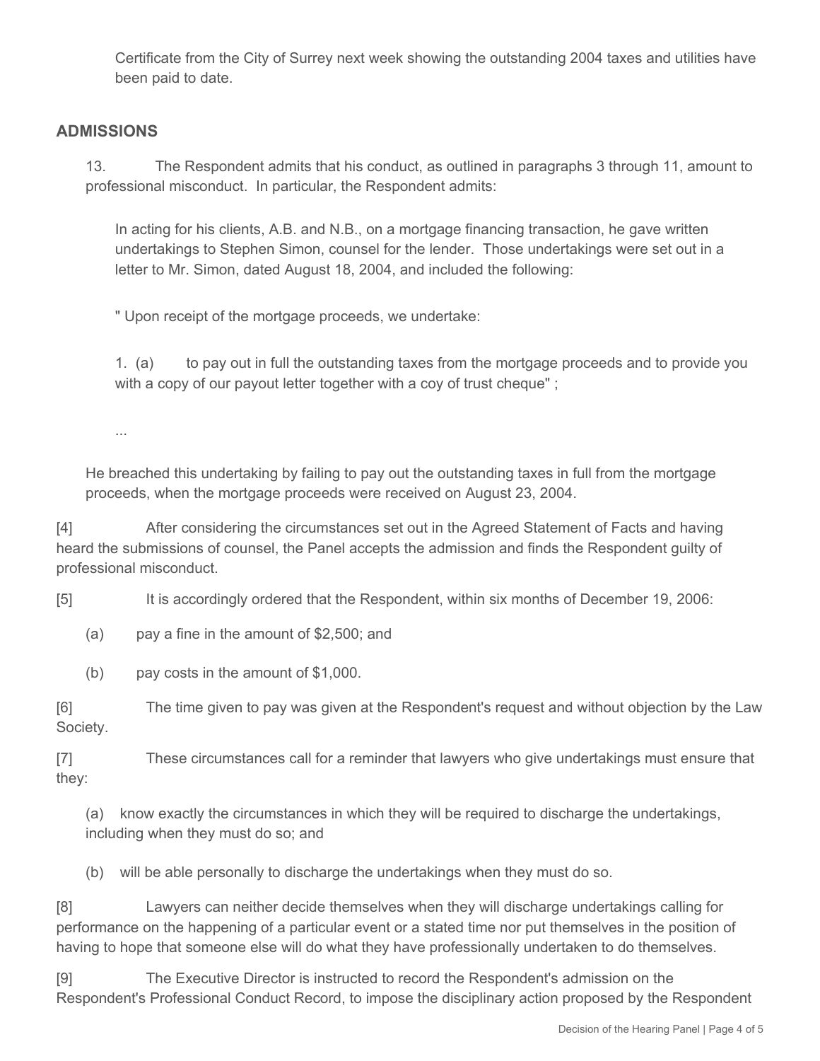Certificate from the City of Surrey next week showing the outstanding 2004 taxes and utilities have been paid to date.

## ADMISSIONS

13. The Respondent admits that his conduct, as outlined in paragraphs 3 through 11, amount to professional misconduct. In particular, the Respondent admits:

> In acting for his clients, A.B. and N.B., on a mortgage financing transaction, he gave written undertakings to Stephen Simon, counsel for the lender. Those undertakings were set out in a letter to Mr. Simon, dated August 18, 2004, and included the following:
>
> " Upon receipt of the mortgage proceeds, we undertake:
>
> 1. (a) to pay out in full the outstanding taxes from the mortgage proceeds and to provide you with a copy of our payout letter together with a coy of trust cheque" ;
>
> ...

He breached this undertaking by failing to pay out the outstanding taxes in full from the mortgage proceeds, when the mortgage proceeds were received on August 23, 2004.

[4] After considering the circumstances set out in the Agreed Statement of Facts and having heard the submissions of counsel, the Panel accepts the admission and finds the Respondent guilty of professional misconduct.

[5] It is accordingly ordered that the Respondent, within six months of December 19, 2006:

(a) pay a fine in the amount of $2,500; and

(b) pay costs in the amount of $1,000.

[6] The time given to pay was given at the Respondent's request and without objection by the Law Society.

[7] These circumstances call for a reminder that lawyers who give undertakings must ensure that they:

(a) know exactly the circumstances in which they will be required to discharge the undertakings, including when they must do so; and

(b) will be able personally to discharge the undertakings when they must do so.

[8] Lawyers can neither decide themselves when they will discharge undertakings calling for performance on the happening of a particular event or a stated time nor put themselves in the position of having to hope that someone else will do what they have professionally undertaken to do themselves.

[9] The Executive Director is instructed to record the Respondent's admission on the Respondent's Professional Conduct Record, to impose the disciplinary action proposed by the Respondent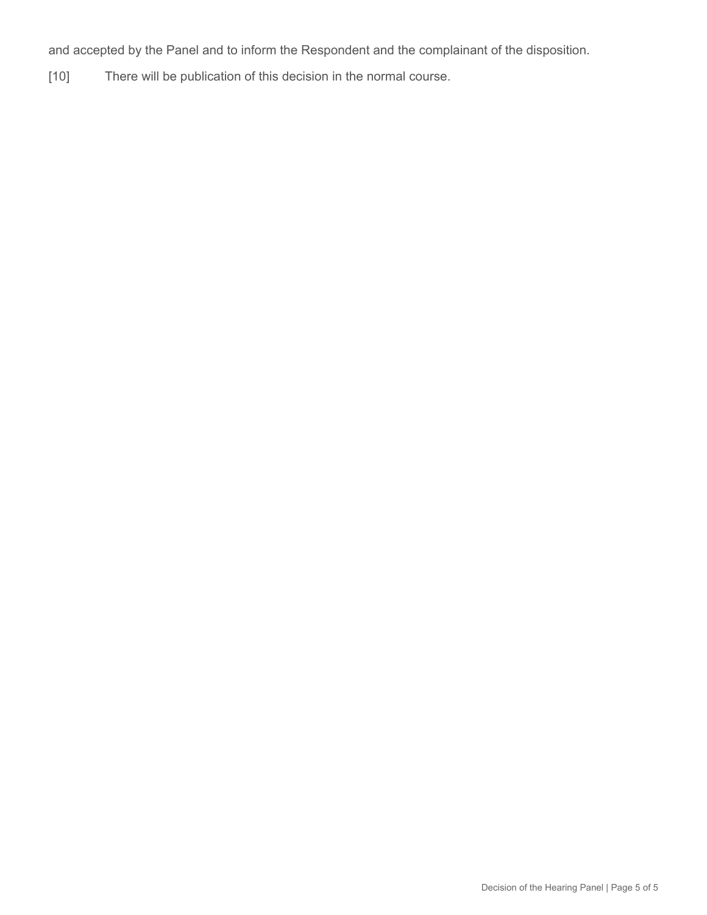and accepted by the Panel and to inform the Respondent and the complainant of the disposition.

[10] There will be publication of this decision in the normal course.